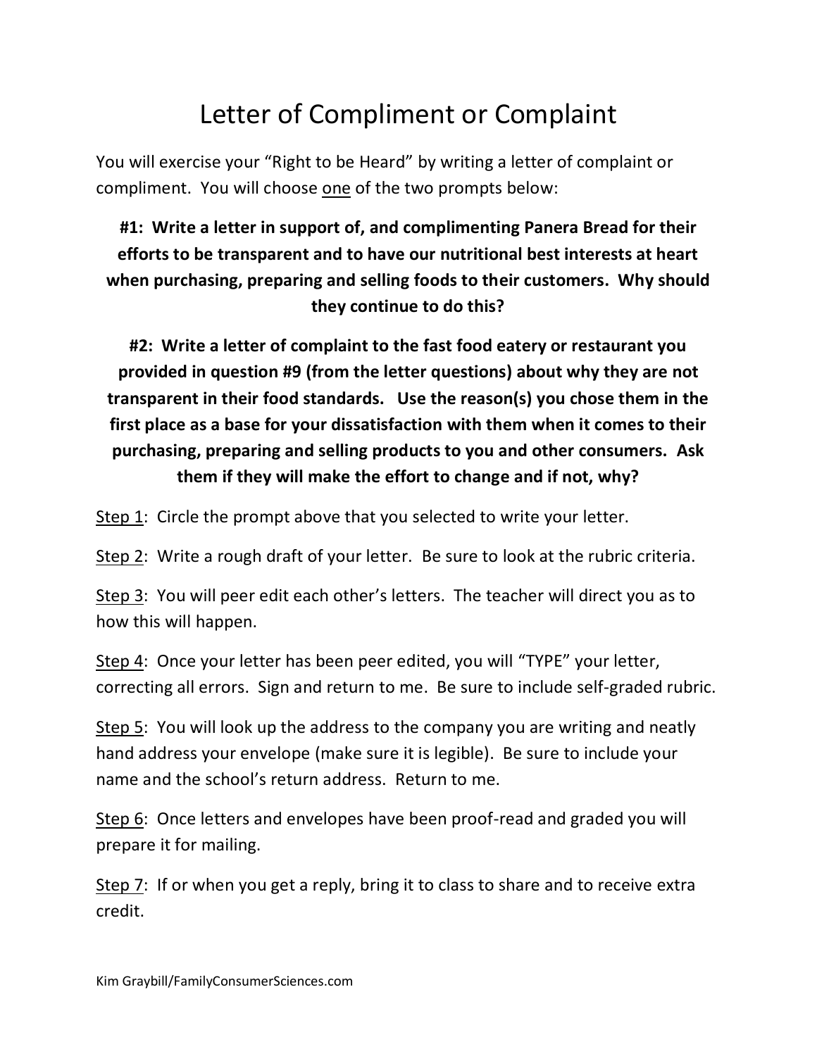# Letter of Compliment or Complaint

You will exercise your "Right to be Heard" by writing a letter of complaint or compliment. You will choose <u>one</u> of the two prompts below:

**#1: Write a letter in support of, and complimenting Panera Bread for their efforts to be transparent and to have our nutritional best interests at heart when purchasing, preparing and selling foods to their customers. Why should they continue to do this?**

**#2: Write a letter of complaint to the fast food eatery or restaurant you provided in question #9 (from the letter questions) about why they are not transparent in their food standards. Use the reason(s) you chose them in the first place as a base for your dissatisfaction with them when it comes to their purchasing, preparing and selling products to you and other consumers. Ask them if they will make the effort to change and if not, why?**

<u>Step 1</u>: Circle the prompt above that you selected to write your letter.

<u>Step 2</u>: Write a rough draft of your letter. Be sure to look at the rubric criteria.

<u>Step 3</u>: You will peer edit each other's letters. The teacher will direct you as to how this will happen.

<u>Step 4</u>: Once your letter has been peer edited, you will "TYPE" your letter, correcting all errors. Sign and return to me. Be sure to include self-graded rubric.

<u>Step 5</u>: You will look up the address to the company you are writing and neatly hand address your envelope (make sure it is legible). Be sure to include your name and the school's return address. Return to me.

<u>Step 6</u>: Once letters and envelopes have been proof-read and graded you will prepare it for mailing.

<u>Step 7</u>: If or when you get a reply, bring it to class to share and to receive extra credit.

Kim Graybill/FamilyConsumerSciences.com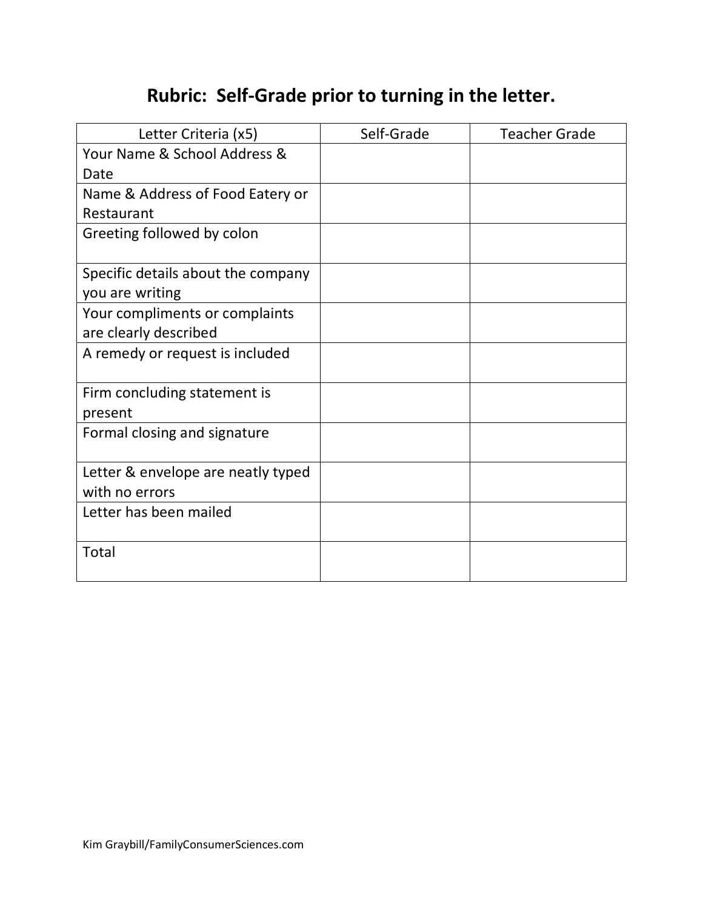# Rubric: Self-Grade prior to turning in the letter.

| Letter Criteria (x5) | Self-Grade | Teacher Grade |
|---|---|---|
| Your Name & School Address & Date | | |
| Name & Address of Food Eatery or Restaurant | | |
| Greeting followed by colon | | |
| Specific details about the company you are writing | | |
| Your compliments or complaints are clearly described | | |
| A remedy or request is included | | |
| Firm concluding statement is present | | |
| Formal closing and signature | | |
| Letter & envelope are neatly typed with no errors | | |
| Letter has been mailed | | |
| Total | | |

Kim Graybill/FamilyConsumerSciences.com